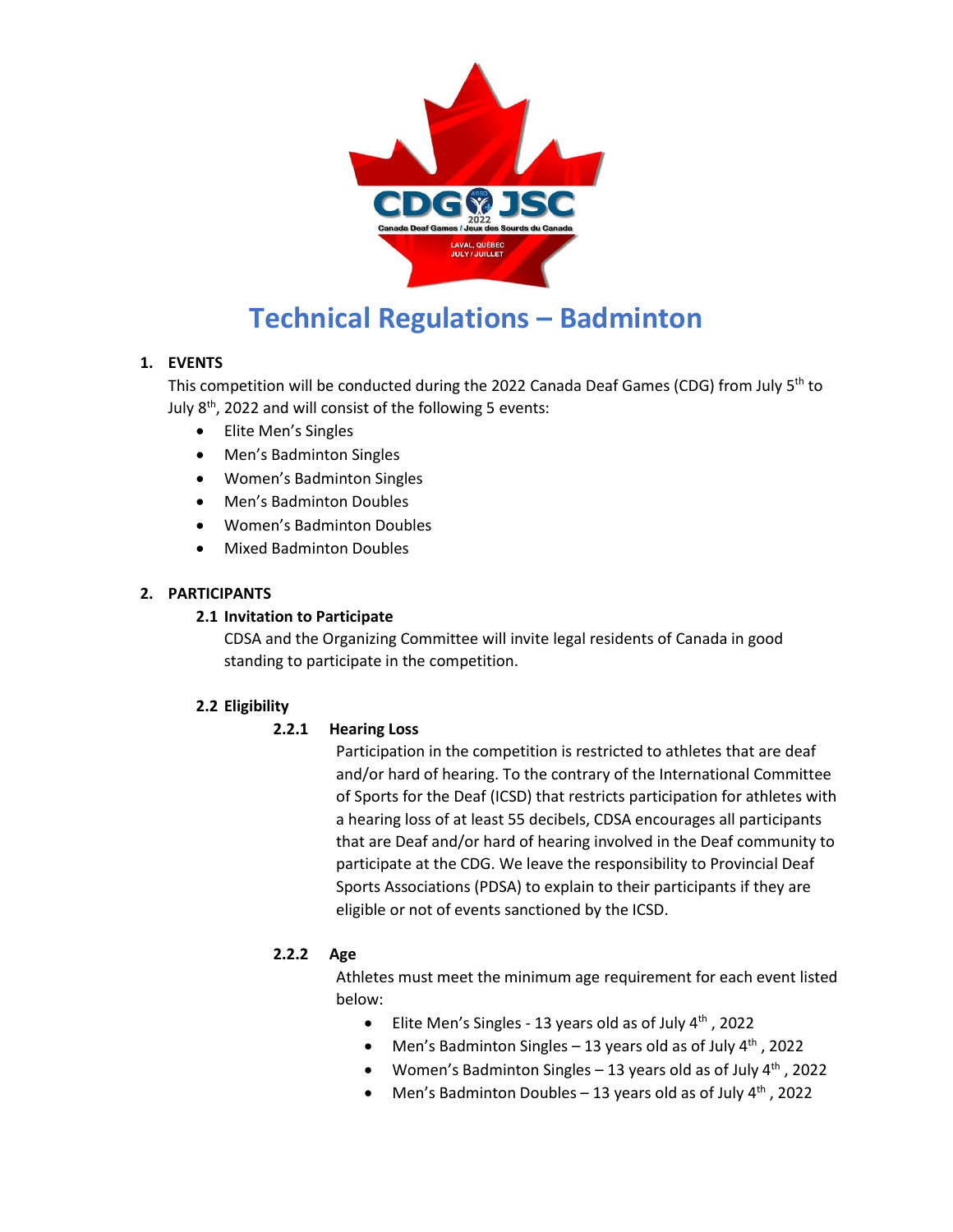# Technical Regulations – Badminton

## 1. EVENTS

This competition will be conducted during the 2022 Canada Deaf Games (CDG) from July 5th to July 8th, 2022 and will consist of the following 5 events:

- Elite Men's Singles
- Men's Badminton Singles
- Women's Badminton Singles
- Men's Badminton Doubles
- Women's Badminton Doubles
- Mixed Badminton Doubles

## 2. PARTICIPANTS

### 2.1 Invitation to Participate

CDSA and the Organizing Committee will invite legal residents of Canada in good standing to participate in the competition.

### 2.2 Eligibility

#### 2.2.1 Hearing Loss

Participation in the competition is restricted to athletes that are deaf and/or hard of hearing. To the contrary of the International Committee of Sports for the Deaf (ICSD) that restricts participation for athletes with a hearing loss of at least 55 decibels, CDSA encourages all participants that are Deaf and/or hard of hearing involved in the Deaf community to participate at the CDG. We leave the responsibility to Provincial Deaf Sports Associations (PDSA) to explain to their participants if they are eligible or not of events sanctioned by the ICSD.

#### 2.2.2 Age

Athletes must meet the minimum age requirement for each event listed below:

- Elite Men's Singles - 13 years old as of July 4th , 2022
- Men's Badminton Singles – 13 years old as of July 4th , 2022
- Women's Badminton Singles – 13 years old as of July 4th , 2022
- Men's Badminton Doubles – 13 years old as of July 4th , 2022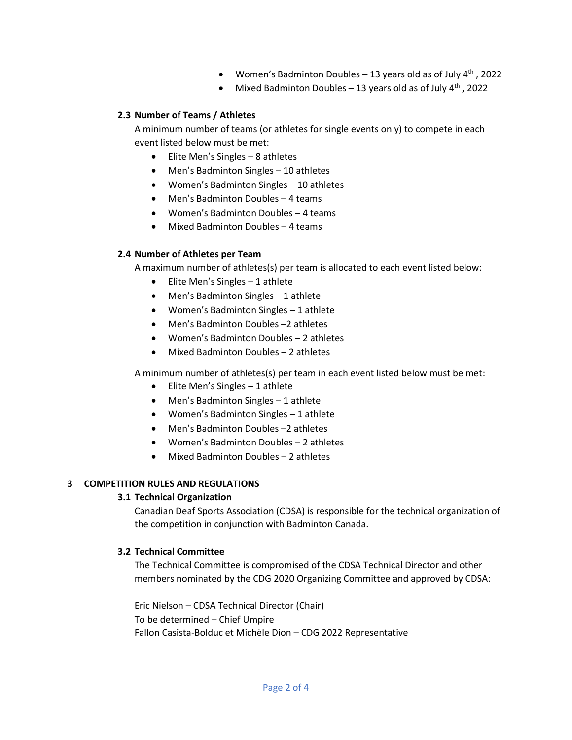- Women's Badminton Doubles – 13 years old as of July 4th , 2022
- Mixed Badminton Doubles – 13 years old as of July 4th , 2022

### 2.3 Number of Teams / Athletes

A minimum number of teams (or athletes for single events only) to compete in each event listed below must be met:

- Elite Men's Singles – 8 athletes
- Men's Badminton Singles – 10 athletes
- Women's Badminton Singles – 10 athletes
- Men's Badminton Doubles – 4 teams
- Women's Badminton Doubles – 4 teams
- Mixed Badminton Doubles – 4 teams

### 2.4 Number of Athletes per Team

A maximum number of athletes(s) per team is allocated to each event listed below:

- Elite Men's Singles – 1 athlete
- Men's Badminton Singles – 1 athlete
- Women's Badminton Singles – 1 athlete
- Men's Badminton Doubles –2 athletes
- Women's Badminton Doubles – 2 athletes
- Mixed Badminton Doubles – 2 athletes

A minimum number of athletes(s) per team in each event listed below must be met:

- Elite Men's Singles – 1 athlete
- Men's Badminton Singles – 1 athlete
- Women's Badminton Singles – 1 athlete
- Men's Badminton Doubles –2 athletes
- Women's Badminton Doubles – 2 athletes
- Mixed Badminton Doubles – 2 athletes

## 3 COMPETITION RULES AND REGULATIONS

### 3.1 Technical Organization

Canadian Deaf Sports Association (CDSA) is responsible for the technical organization of the competition in conjunction with Badminton Canada.

### 3.2 Technical Committee

The Technical Committee is compromised of the CDSA Technical Director and other members nominated by the CDG 2020 Organizing Committee and approved by CDSA:

Eric Nielson – CDSA Technical Director (Chair)
To be determined – Chief Umpire
Fallon Casista-Bolduc et Michèle Dion – CDG 2022 Representative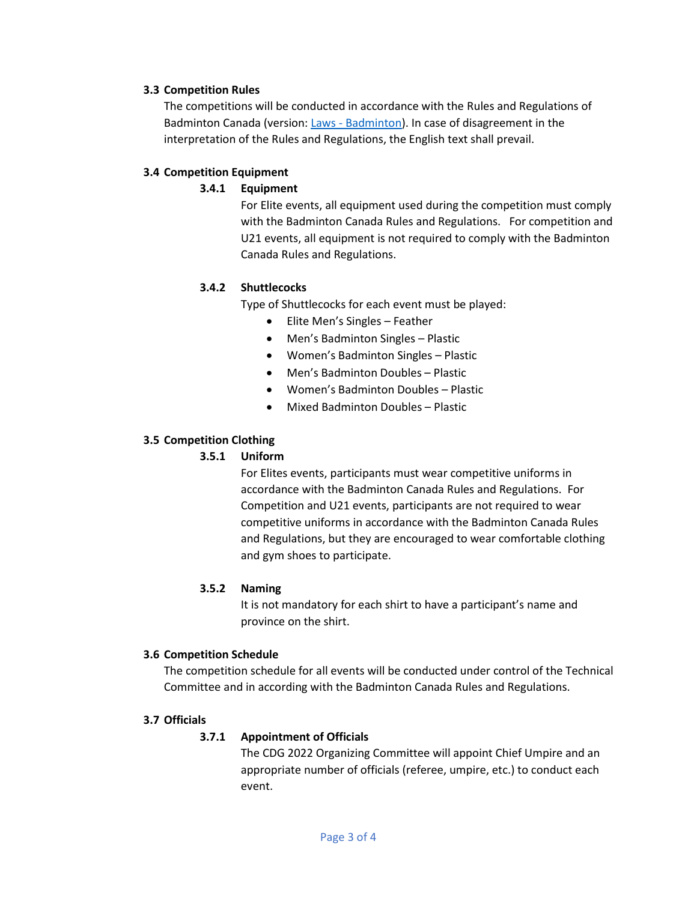### 3.3 Competition Rules

The competitions will be conducted in accordance with the Rules and Regulations of Badminton Canada (version: [Laws - Badminton](Laws - Badminton)). In case of disagreement in the interpretation of the Rules and Regulations, the English text shall prevail.

### 3.4 Competition Equipment

#### 3.4.1 Equipment

For Elite events, all equipment used during the competition must comply with the Badminton Canada Rules and Regulations. For competition and U21 events, all equipment is not required to comply with the Badminton Canada Rules and Regulations.

#### 3.4.2 Shuttlecocks

Type of Shuttlecocks for each event must be played:

- Elite Men's Singles – Feather
- Men's Badminton Singles – Plastic
- Women's Badminton Singles – Plastic
- Men's Badminton Doubles – Plastic
- Women's Badminton Doubles – Plastic
- Mixed Badminton Doubles – Plastic

### 3.5 Competition Clothing

#### 3.5.1 Uniform

For Elites events, participants must wear competitive uniforms in accordance with the Badminton Canada Rules and Regulations. For Competition and U21 events, participants are not required to wear competitive uniforms in accordance with the Badminton Canada Rules and Regulations, but they are encouraged to wear comfortable clothing and gym shoes to participate.

#### 3.5.2 Naming

It is not mandatory for each shirt to have a participant's name and province on the shirt.

### 3.6 Competition Schedule

The competition schedule for all events will be conducted under control of the Technical Committee and in according with the Badminton Canada Rules and Regulations.

### 3.7 Officials

#### 3.7.1 Appointment of Officials

The CDG 2022 Organizing Committee will appoint Chief Umpire and an appropriate number of officials (referee, umpire, etc.) to conduct each event.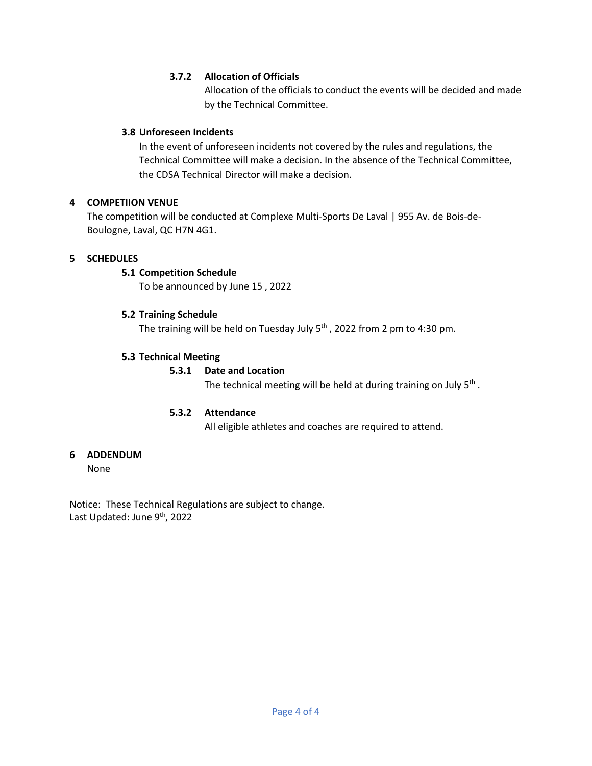#### 3.7.2 Allocation of Officials

Allocation of the officials to conduct the events will be decided and made by the Technical Committee.

### 3.8 Unforeseen Incidents

In the event of unforeseen incidents not covered by the rules and regulations, the Technical Committee will make a decision. In the absence of the Technical Committee, the CDSA Technical Director will make a decision.

## 4 COMPETIION VENUE

The competition will be conducted at Complexe Multi-Sports De Laval | 955 Av. de Bois-de-Boulogne, Laval, QC H7N 4G1.

## 5 SCHEDULES

### 5.1 Competition Schedule

To be announced by June 15 , 2022

### 5.2 Training Schedule

The training will be held on Tuesday July 5th , 2022 from 2 pm to 4:30 pm.

### 5.3 Technical Meeting

#### 5.3.1 Date and Location

The technical meeting will be held at during training on July 5th .

#### 5.3.2 Attendance

All eligible athletes and coaches are required to attend.

## 6 ADDENDUM

None

Notice: These Technical Regulations are subject to change.
Last Updated: June 9th, 2022